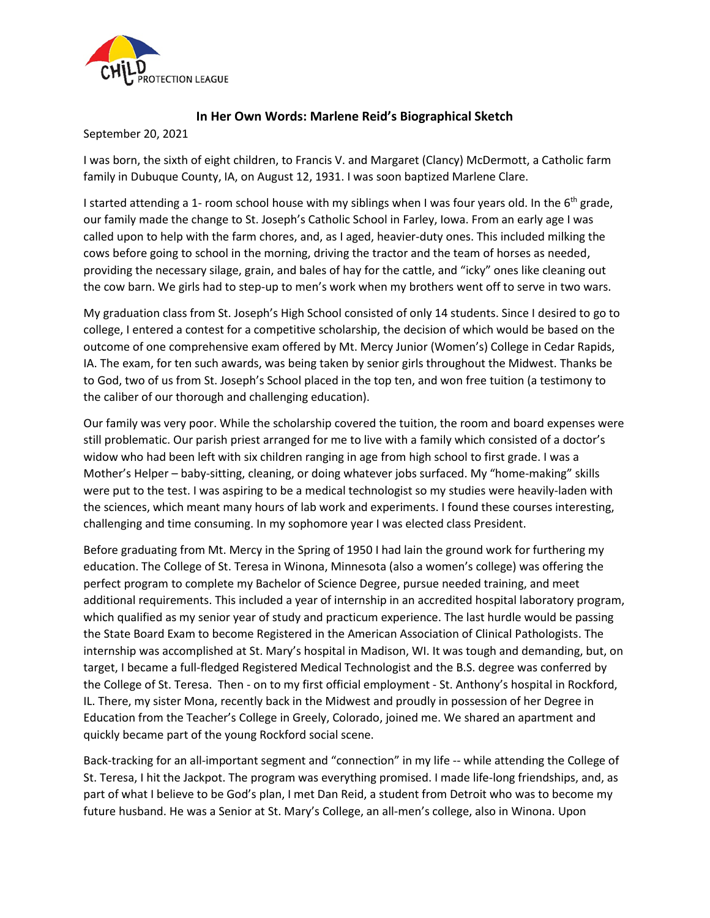CHILD PROTECTION LEAGUE

# In Her Own Words: Marlene Reid's Biographical Sketch

September 20, 2021

I was born, the sixth of eight children, to Francis V. and Margaret (Clancy) McDermott, a Catholic farm family in Dubuque County, IA, on August 12, 1931. I was soon baptized Marlene Clare.

I started attending a 1- room school house with my siblings when I was four years old. In the 6th grade, our family made the change to St. Joseph's Catholic School in Farley, Iowa. From an early age I was called upon to help with the farm chores, and, as I aged, heavier-duty ones. This included milking the cows before going to school in the morning, driving the tractor and the team of horses as needed, providing the necessary silage, grain, and bales of hay for the cattle, and "icky" ones like cleaning out the cow barn. We girls had to step-up to men's work when my brothers went off to serve in two wars.

My graduation class from St. Joseph's High School consisted of only 14 students. Since I desired to go to college, I entered a contest for a competitive scholarship, the decision of which would be based on the outcome of one comprehensive exam offered by Mt. Mercy Junior (Women's) College in Cedar Rapids, IA. The exam, for ten such awards, was being taken by senior girls throughout the Midwest. Thanks be to God, two of us from St. Joseph's School placed in the top ten, and won free tuition (a testimony to the caliber of our thorough and challenging education).

Our family was very poor. While the scholarship covered the tuition, the room and board expenses were still problematic. Our parish priest arranged for me to live with a family which consisted of a doctor's widow who had been left with six children ranging in age from high school to first grade. I was a Mother's Helper – baby-sitting, cleaning, or doing whatever jobs surfaced. My "home-making" skills were put to the test. I was aspiring to be a medical technologist so my studies were heavily-laden with the sciences, which meant many hours of lab work and experiments. I found these courses interesting, challenging and time consuming. In my sophomore year I was elected class President.

Before graduating from Mt. Mercy in the Spring of 1950 I had lain the ground work for furthering my education. The College of St. Teresa in Winona, Minnesota (also a women's college) was offering the perfect program to complete my Bachelor of Science Degree, pursue needed training, and meet additional requirements. This included a year of internship in an accredited hospital laboratory program, which qualified as my senior year of study and practicum experience. The last hurdle would be passing the State Board Exam to become Registered in the American Association of Clinical Pathologists. The internship was accomplished at St. Mary's hospital in Madison, WI. It was tough and demanding, but, on target, I became a full-fledged Registered Medical Technologist and the B.S. degree was conferred by the College of St. Teresa. Then - on to my first official employment - St. Anthony's hospital in Rockford, IL. There, my sister Mona, recently back in the Midwest and proudly in possession of her Degree in Education from the Teacher's College in Greely, Colorado, joined me. We shared an apartment and quickly became part of the young Rockford social scene.

Back-tracking for an all-important segment and "connection" in my life -- while attending the College of St. Teresa, I hit the Jackpot. The program was everything promised. I made life-long friendships, and, as part of what I believe to be God's plan, I met Dan Reid, a student from Detroit who was to become my future husband. He was a Senior at St. Mary's College, an all-men's college, also in Winona. Upon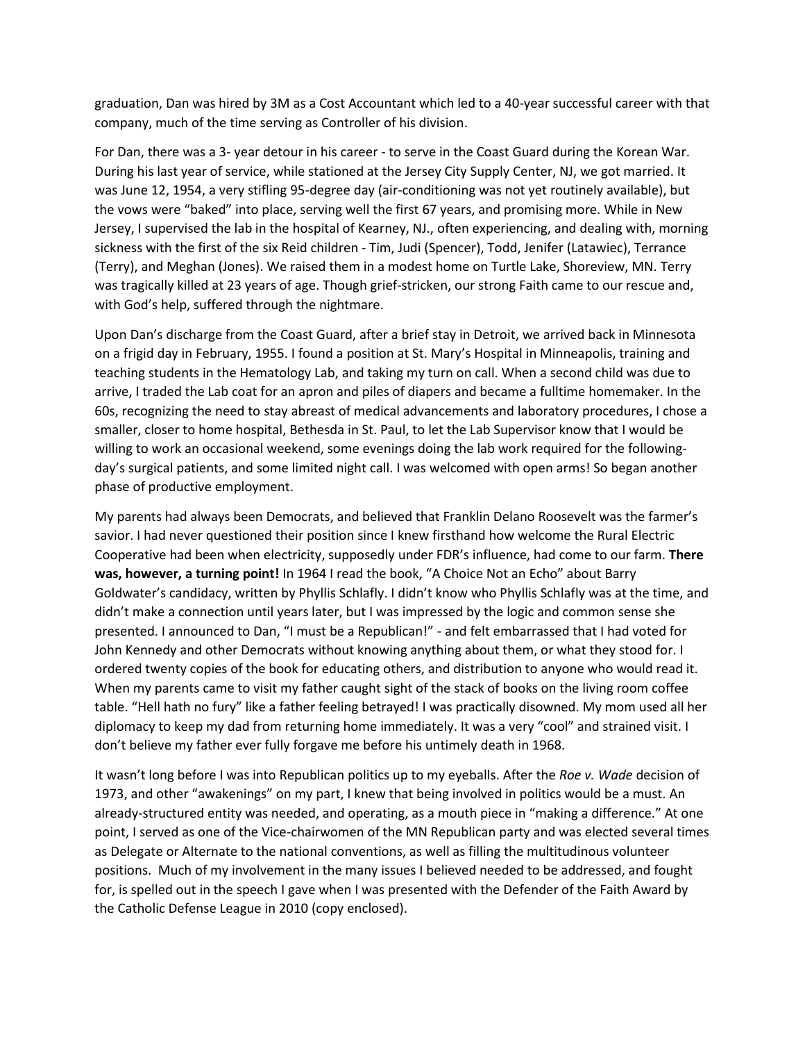graduation, Dan was hired by 3M as a Cost Accountant which led to a 40-year successful career with that company, much of the time serving as Controller of his division.

For Dan, there was a 3- year detour in his career - to serve in the Coast Guard during the Korean War. During his last year of service, while stationed at the Jersey City Supply Center, NJ, we got married. It was June 12, 1954, a very stifling 95-degree day (air-conditioning was not yet routinely available), but the vows were "baked" into place, serving well the first 67 years, and promising more. While in New Jersey, I supervised the lab in the hospital of Kearney, NJ., often experiencing, and dealing with, morning sickness with the first of the six Reid children - Tim, Judi (Spencer), Todd, Jenifer (Latawiec), Terrance (Terry), and Meghan (Jones). We raised them in a modest home on Turtle Lake, Shoreview, MN. Terry was tragically killed at 23 years of age. Though grief-stricken, our strong Faith came to our rescue and, with God's help, suffered through the nightmare.

Upon Dan's discharge from the Coast Guard, after a brief stay in Detroit, we arrived back in Minnesota on a frigid day in February, 1955. I found a position at St. Mary's Hospital in Minneapolis, training and teaching students in the Hematology Lab, and taking my turn on call. When a second child was due to arrive, I traded the Lab coat for an apron and piles of diapers and became a fulltime homemaker. In the 60s, recognizing the need to stay abreast of medical advancements and laboratory procedures, I chose a smaller, closer to home hospital, Bethesda in St. Paul, to let the Lab Supervisor know that I would be willing to work an occasional weekend, some evenings doing the lab work required for the following-day's surgical patients, and some limited night call. I was welcomed with open arms! So began another phase of productive employment.

My parents had always been Democrats, and believed that Franklin Delano Roosevelt was the farmer's savior. I had never questioned their position since I knew firsthand how welcome the Rural Electric Cooperative had been when electricity, supposedly under FDR's influence, had come to our farm. **There was, however, a turning point!** In 1964 I read the book, "A Choice Not an Echo" about Barry Goldwater's candidacy, written by Phyllis Schlafly. I didn't know who Phyllis Schlafly was at the time, and didn't make a connection until years later, but I was impressed by the logic and common sense she presented. I announced to Dan, "I must be a Republican!" - and felt embarrassed that I had voted for John Kennedy and other Democrats without knowing anything about them, or what they stood for. I ordered twenty copies of the book for educating others, and distribution to anyone who would read it. When my parents came to visit my father caught sight of the stack of books on the living room coffee table. "Hell hath no fury" like a father feeling betrayed! I was practically disowned. My mom used all her diplomacy to keep my dad from returning home immediately. It was a very "cool" and strained visit. I don't believe my father ever fully forgave me before his untimely death in 1968.

It wasn't long before I was into Republican politics up to my eyeballs. After the *Roe v. Wade* decision of 1973, and other "awakenings" on my part, I knew that being involved in politics would be a must. An already-structured entity was needed, and operating, as a mouth piece in "making a difference." At one point, I served as one of the Vice-chairwomen of the MN Republican party and was elected several times as Delegate or Alternate to the national conventions, as well as filling the multitudinous volunteer positions. Much of my involvement in the many issues I believed needed to be addressed, and fought for, is spelled out in the speech I gave when I was presented with the Defender of the Faith Award by the Catholic Defense League in 2010 (copy enclosed).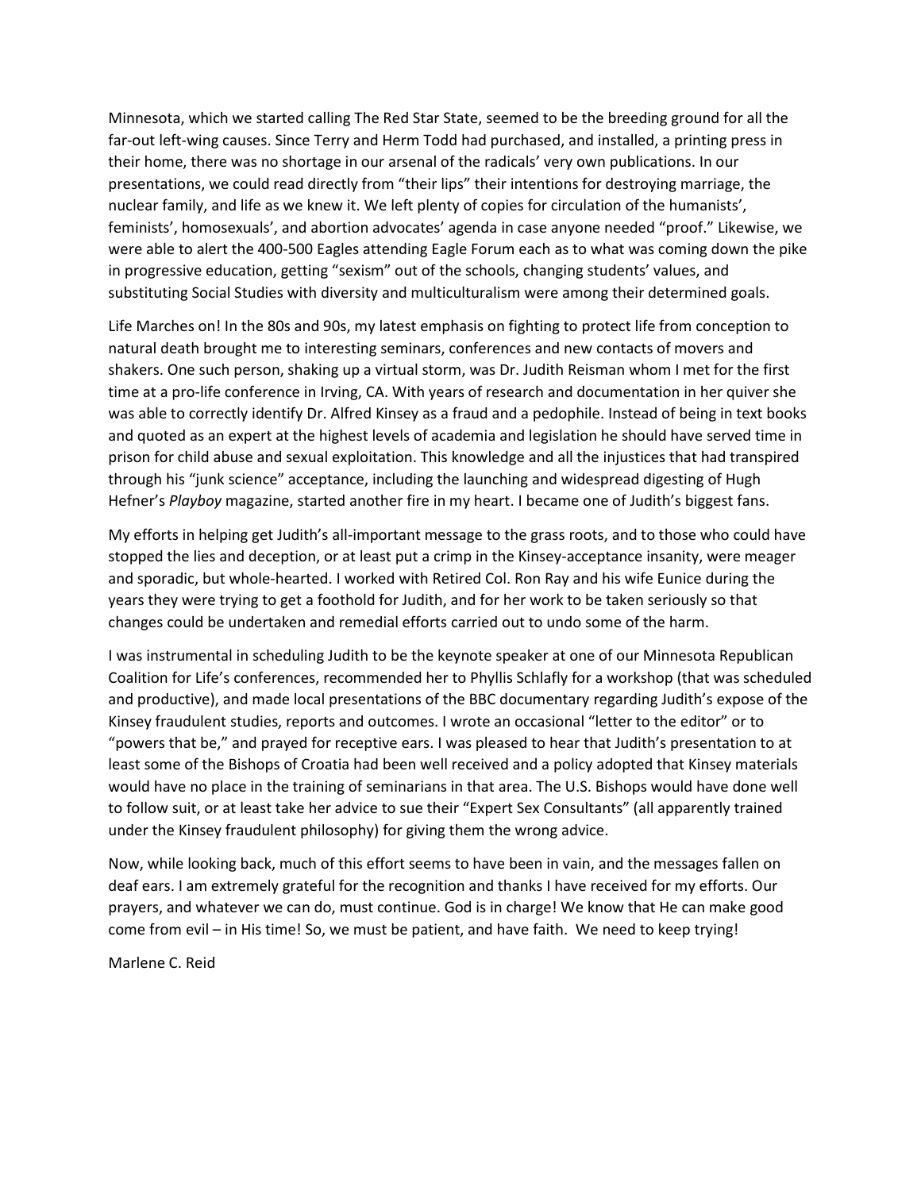Minnesota, which we started calling The Red Star State, seemed to be the breeding ground for all the far-out left-wing causes. Since Terry and Herm Todd had purchased, and installed, a printing press in their home, there was no shortage in our arsenal of the radicals' very own publications. In our presentations, we could read directly from "their lips" their intentions for destroying marriage, the nuclear family, and life as we knew it. We left plenty of copies for circulation of the humanists', feminists', homosexuals', and abortion advocates' agenda in case anyone needed "proof." Likewise, we were able to alert the 400-500 Eagles attending Eagle Forum each as to what was coming down the pike in progressive education, getting "sexism" out of the schools, changing students' values, and substituting Social Studies with diversity and multiculturalism were among their determined goals.

Life Marches on! In the 80s and 90s, my latest emphasis on fighting to protect life from conception to natural death brought me to interesting seminars, conferences and new contacts of movers and shakers. One such person, shaking up a virtual storm, was Dr. Judith Reisman whom I met for the first time at a pro-life conference in Irving, CA. With years of research and documentation in her quiver she was able to correctly identify Dr. Alfred Kinsey as a fraud and a pedophile. Instead of being in text books and quoted as an expert at the highest levels of academia and legislation he should have served time in prison for child abuse and sexual exploitation. This knowledge and all the injustices that had transpired through his "junk science" acceptance, including the launching and widespread digesting of Hugh Hefner's *Playboy* magazine, started another fire in my heart. I became one of Judith's biggest fans.

My efforts in helping get Judith's all-important message to the grass roots, and to those who could have stopped the lies and deception, or at least put a crimp in the Kinsey-acceptance insanity, were meager and sporadic, but whole-hearted. I worked with Retired Col. Ron Ray and his wife Eunice during the years they were trying to get a foothold for Judith, and for her work to be taken seriously so that changes could be undertaken and remedial efforts carried out to undo some of the harm.

I was instrumental in scheduling Judith to be the keynote speaker at one of our Minnesota Republican Coalition for Life's conferences, recommended her to Phyllis Schlafly for a workshop (that was scheduled and productive), and made local presentations of the BBC documentary regarding Judith's expose of the Kinsey fraudulent studies, reports and outcomes. I wrote an occasional "letter to the editor" or to "powers that be," and prayed for receptive ears. I was pleased to hear that Judith's presentation to at least some of the Bishops of Croatia had been well received and a policy adopted that Kinsey materials would have no place in the training of seminarians in that area. The U.S. Bishops would have done well to follow suit, or at least take her advice to sue their "Expert Sex Consultants" (all apparently trained under the Kinsey fraudulent philosophy) for giving them the wrong advice.

Now, while looking back, much of this effort seems to have been in vain, and the messages fallen on deaf ears. I am extremely grateful for the recognition and thanks I have received for my efforts. Our prayers, and whatever we can do, must continue. God is in charge! We know that He can make good come from evil – in His time! So, we must be patient, and have faith. We need to keep trying!

Marlene C. Reid